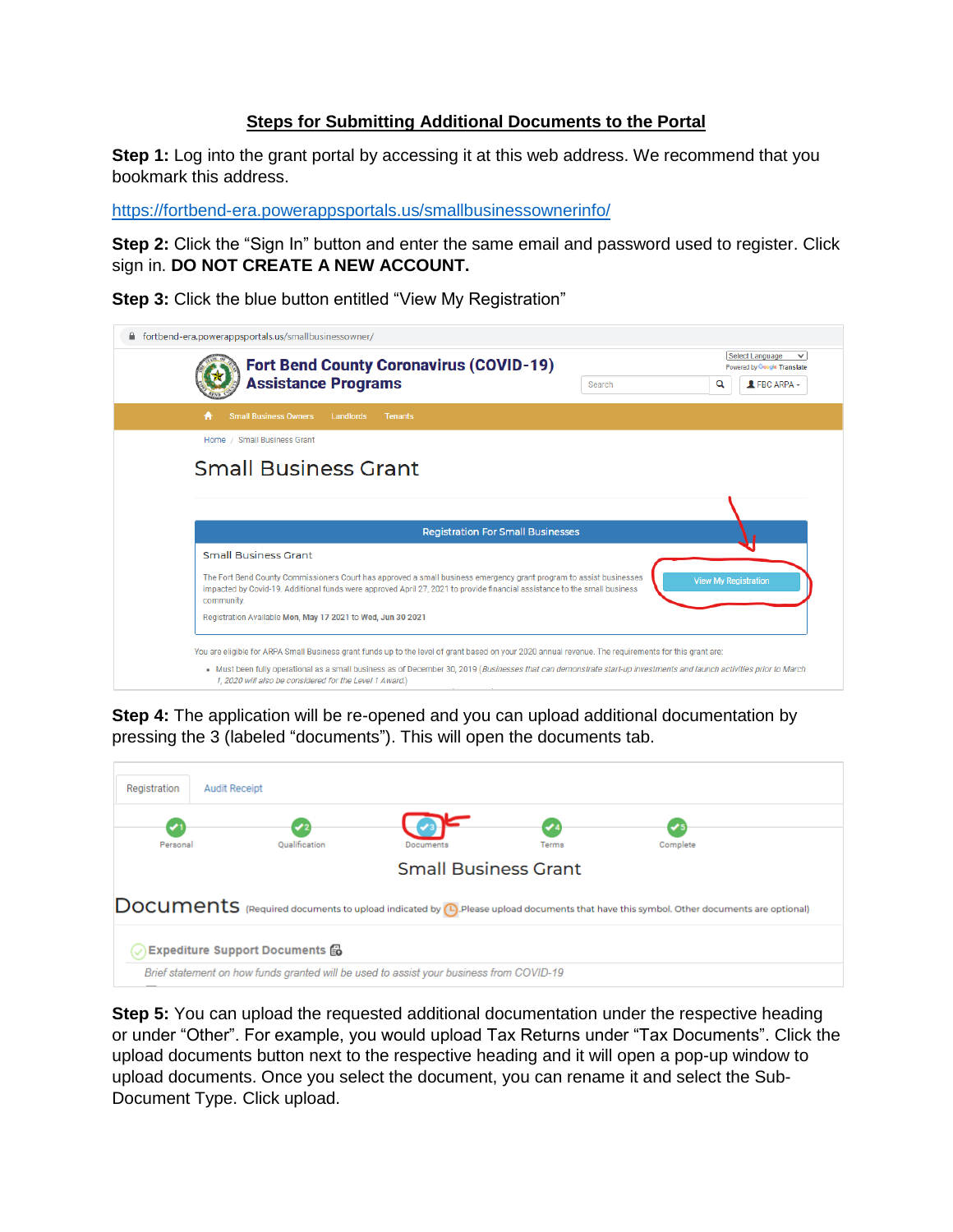## Steps for Submitting Additional Documents to the Portal

**Step 1:** Log into the grant portal by accessing it at this web address. We recommend that you bookmark this address.

https://fortbend-era.powerappsportals.us/smallbusinessownerinfo/

**Step 2:** Click the "Sign In" button and enter the same email and password used to register. Click sign in. **DO NOT CREATE A NEW ACCOUNT.**

**Step 3:** Click the blue button entitled "View My Registration"

**Step 4:** The application will be re-opened and you can upload additional documentation by pressing the 3 (labeled "documents"). This will open the documents tab.

**Step 5:** You can upload the requested additional documentation under the respective heading or under "Other". For example, you would upload Tax Returns under "Tax Documents". Click the upload documents button next to the respective heading and it will open a pop-up window to upload documents. Once you select the document, you can rename it and select the Sub-Document Type. Click upload.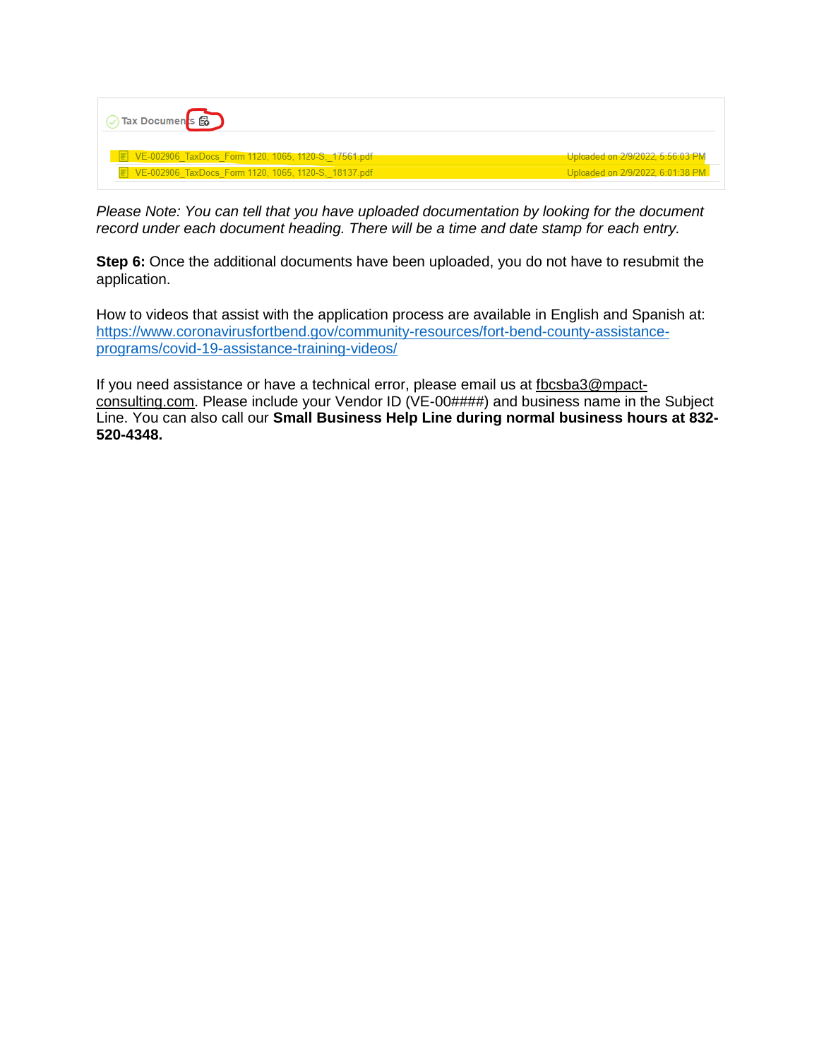Tax Documents

VE-002906_TaxDocs_Form 1120, 1065, 1120-S,_17561.pdf Uploaded on 2/9/2022, 5:56:03 PM

VE-002906_TaxDocs_Form 1120, 1065, 1120-S,_18137.pdf Uploaded on 2/9/2022, 6:01:38 PM

*Please Note: You can tell that you have uploaded documentation by looking for the document record under each document heading. There will be a time and date stamp for each entry.*

**Step 6:** Once the additional documents have been uploaded, you do not have to resubmit the application.

How to videos that assist with the application process are available in English and Spanish at: https://www.coronavirusfortbend.gov/community-resources/fort-bend-county-assistance-programs/covid-19-assistance-training-videos/

If you need assistance or have a technical error, please email us at fbcsba3@mpact-consulting.com. Please include your Vendor ID (VE-00####) and business name in the Subject Line. You can also call our **Small Business Help Line during normal business hours at 832-520-4348.**